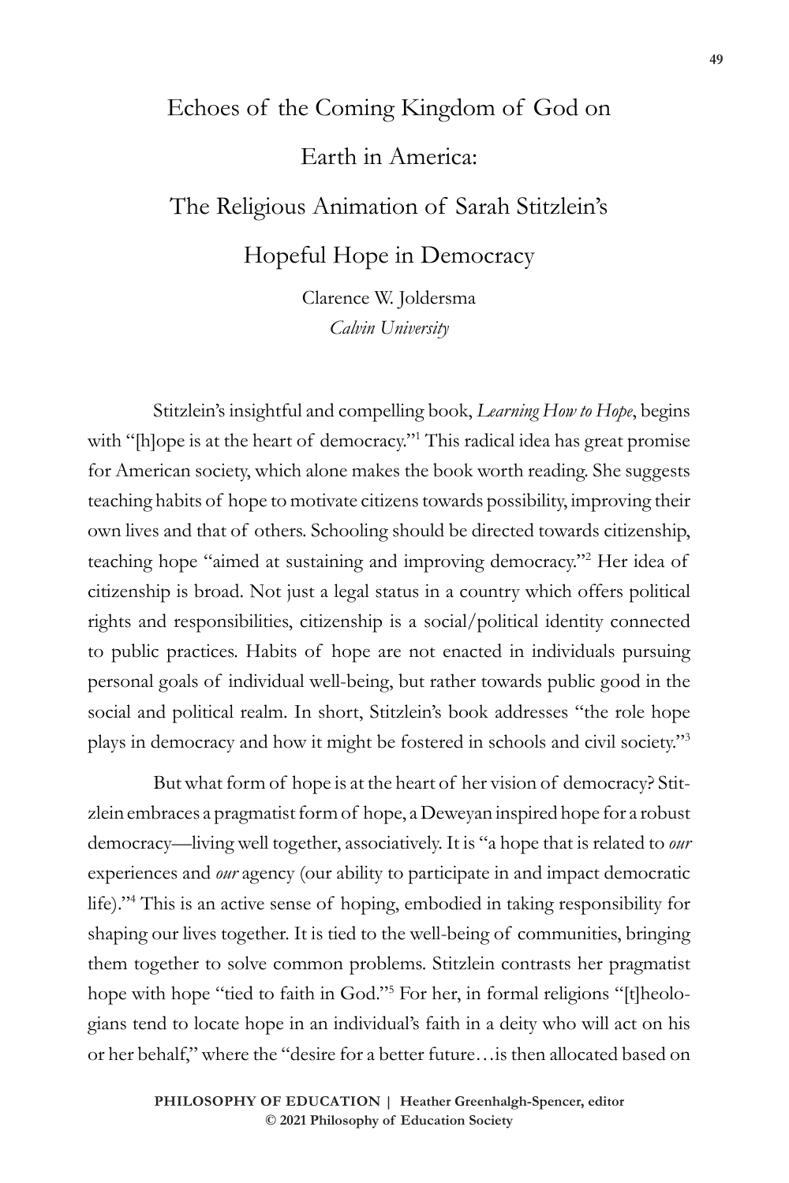# Echoes of the Coming Kingdom of God on Earth in America: The Religious Animation of Sarah Stitzlein's Hopeful Hope in Democracy

Clarence W. Joldersma
*Calvin University*

Stitzlein's insightful and compelling book, *Learning How to Hope*, begins with "[h]ope is at the heart of democracy."[1] This radical idea has great promise for American society, which alone makes the book worth reading. She suggests teaching habits of hope to motivate citizens towards possibility, improving their own lives and that of others. Schooling should be directed towards citizenship, teaching hope "aimed at sustaining and improving democracy."[2] Her idea of citizenship is broad. Not just a legal status in a country which offers political rights and responsibilities, citizenship is a social/political identity connected to public practices. Habits of hope are not enacted in individuals pursuing personal goals of individual well-being, but rather towards public good in the social and political realm. In short, Stitzlein's book addresses "the role hope plays in democracy and how it might be fostered in schools and civil society."[3]

But what form of hope is at the heart of her vision of democracy? Stitzlein embraces a pragmatist form of hope, a Deweyan inspired hope for a robust democracy—living well together, associatively. It is "a hope that is related to *our* experiences and *our* agency (our ability to participate in and impact democratic life)."[4] This is an active sense of hoping, embodied in taking responsibility for shaping our lives together. It is tied to the well-being of communities, bringing them together to solve common problems. Stitzlein contrasts her pragmatist hope with hope "tied to faith in God."[5] For her, in formal religions "[t]heologians tend to locate hope in an individual's faith in a deity who will act on his or her behalf," where the "desire for a better future…is then allocated based on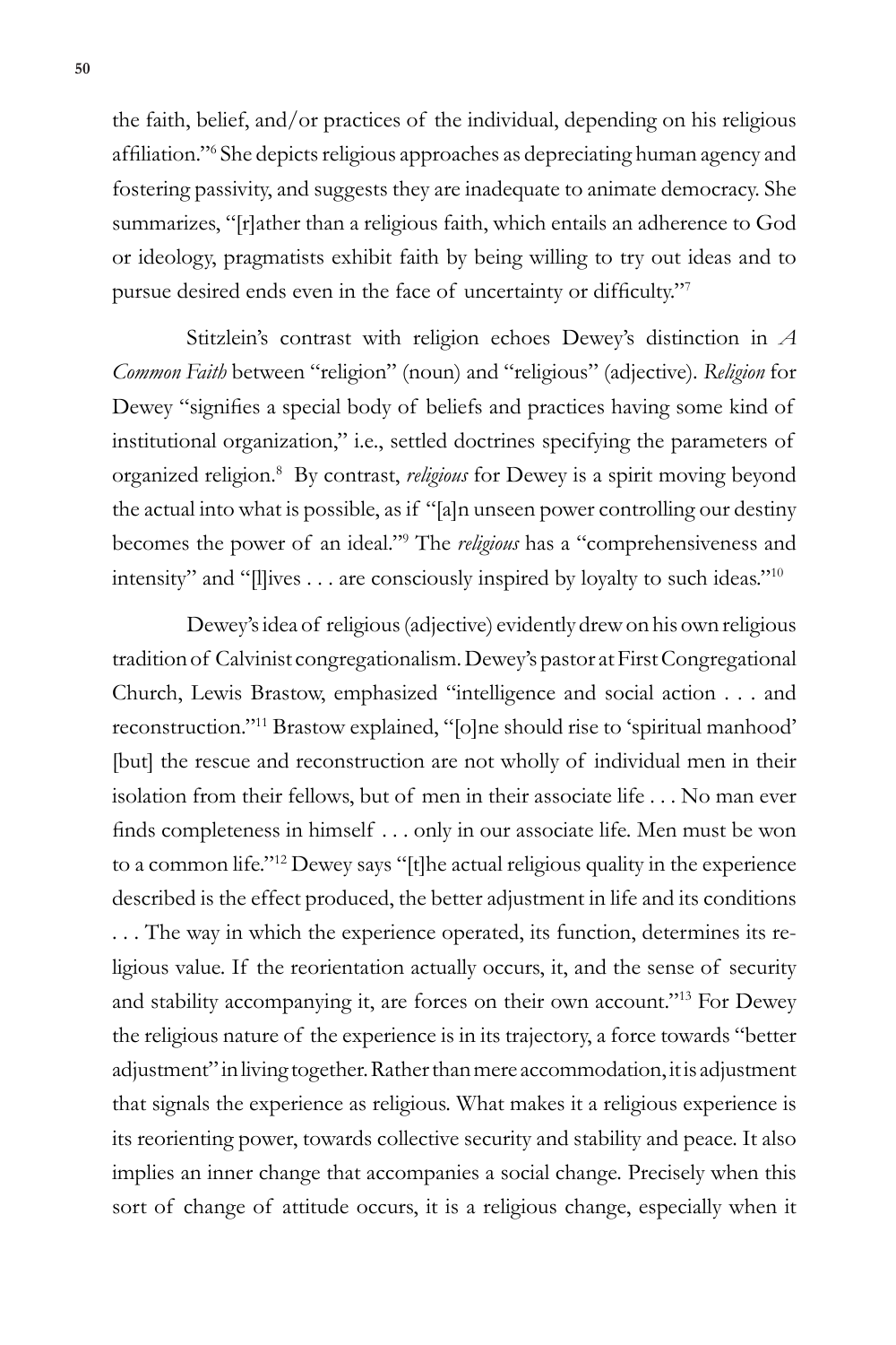the faith, belief, and/or practices of the individual, depending on his religious affiliation."[6] She depicts religious approaches as depreciating human agency and fostering passivity, and suggests they are inadequate to animate democracy. She summarizes, "[r]ather than a religious faith, which entails an adherence to God or ideology, pragmatists exhibit faith by being willing to try out ideas and to pursue desired ends even in the face of uncertainty or difficulty."[7]

Stitzlein's contrast with religion echoes Dewey's distinction in *A Common Faith* between "religion" (noun) and "religious" (adjective). *Religion* for Dewey "signifies a special body of beliefs and practices having some kind of institutional organization," i.e., settled doctrines specifying the parameters of organized religion.[8] By contrast, *religious* for Dewey is a spirit moving beyond the actual into what is possible, as if "[a]n unseen power controlling our destiny becomes the power of an ideal."[9] The *religious* has a "comprehensiveness and intensity" and "[l]ives . . . are consciously inspired by loyalty to such ideas."[10]

Dewey's idea of religious (adjective) evidently drew on his own religious tradition of Calvinist congregationalism. Dewey's pastor at First Congregational Church, Lewis Brastow, emphasized "intelligence and social action . . . and reconstruction."[11] Brastow explained, "[o]ne should rise to 'spiritual manhood' [but] the rescue and reconstruction are not wholly of individual men in their isolation from their fellows, but of men in their associate life . . . No man ever finds completeness in himself . . . only in our associate life. Men must be won to a common life."[12] Dewey says "[t]he actual religious quality in the experience described is the effect produced, the better adjustment in life and its conditions . . . The way in which the experience operated, its function, determines its religious value. If the reorientation actually occurs, it, and the sense of security and stability accompanying it, are forces on their own account."[13] For Dewey the religious nature of the experience is in its trajectory, a force towards "better adjustment" in living together. Rather than mere accommodation, it is adjustment that signals the experience as religious. What makes it a religious experience is its reorienting power, towards collective security and stability and peace. It also implies an inner change that accompanies a social change. Precisely when this sort of change of attitude occurs, it is a religious change, especially when it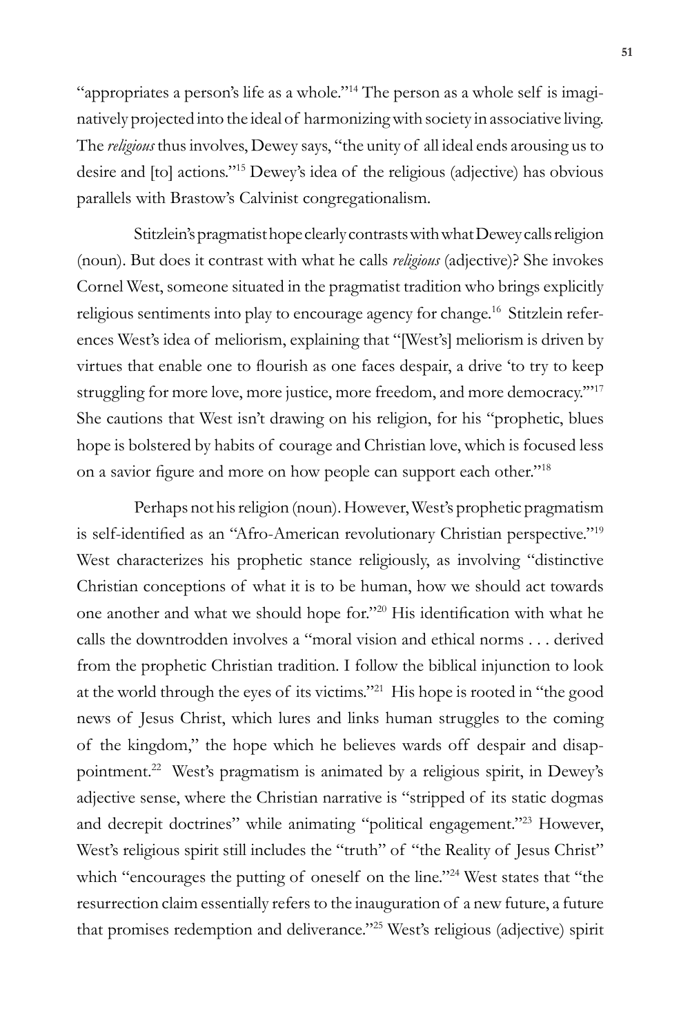"appropriates a person's life as a whole."[14] The person as a whole self is imaginatively projected into the ideal of harmonizing with society in associative living. The *religious* thus involves, Dewey says, "the unity of all ideal ends arousing us to desire and [to] actions."[15] Dewey's idea of the religious (adjective) has obvious parallels with Brastow's Calvinist congregationalism.

Stitzlein's pragmatist hope clearly contrasts with what Dewey calls religion (noun). But does it contrast with what he calls *religious* (adjective)? She invokes Cornel West, someone situated in the pragmatist tradition who brings explicitly religious sentiments into play to encourage agency for change.[16] Stitzlein references West's idea of meliorism, explaining that "[West's] meliorism is driven by virtues that enable one to flourish as one faces despair, a drive 'to try to keep struggling for more love, more justice, more freedom, and more democracy.'"[17] She cautions that West isn't drawing on his religion, for his "prophetic, blues hope is bolstered by habits of courage and Christian love, which is focused less on a savior figure and more on how people can support each other."[18]

Perhaps not his religion (noun). However, West's prophetic pragmatism is self-identified as an "Afro-American revolutionary Christian perspective."[19] West characterizes his prophetic stance religiously, as involving "distinctive Christian conceptions of what it is to be human, how we should act towards one another and what we should hope for."[20] His identification with what he calls the downtrodden involves a "moral vision and ethical norms . . . derived from the prophetic Christian tradition. I follow the biblical injunction to look at the world through the eyes of its victims."[21] His hope is rooted in "the good news of Jesus Christ, which lures and links human struggles to the coming of the kingdom," the hope which he believes wards off despair and disappointment.[22] West's pragmatism is animated by a religious spirit, in Dewey's adjective sense, where the Christian narrative is "stripped of its static dogmas and decrepit doctrines" while animating "political engagement."[23] However, West's religious spirit still includes the "truth" of "the Reality of Jesus Christ" which "encourages the putting of oneself on the line."[24] West states that "the resurrection claim essentially refers to the inauguration of a new future, a future that promises redemption and deliverance."[25] West's religious (adjective) spirit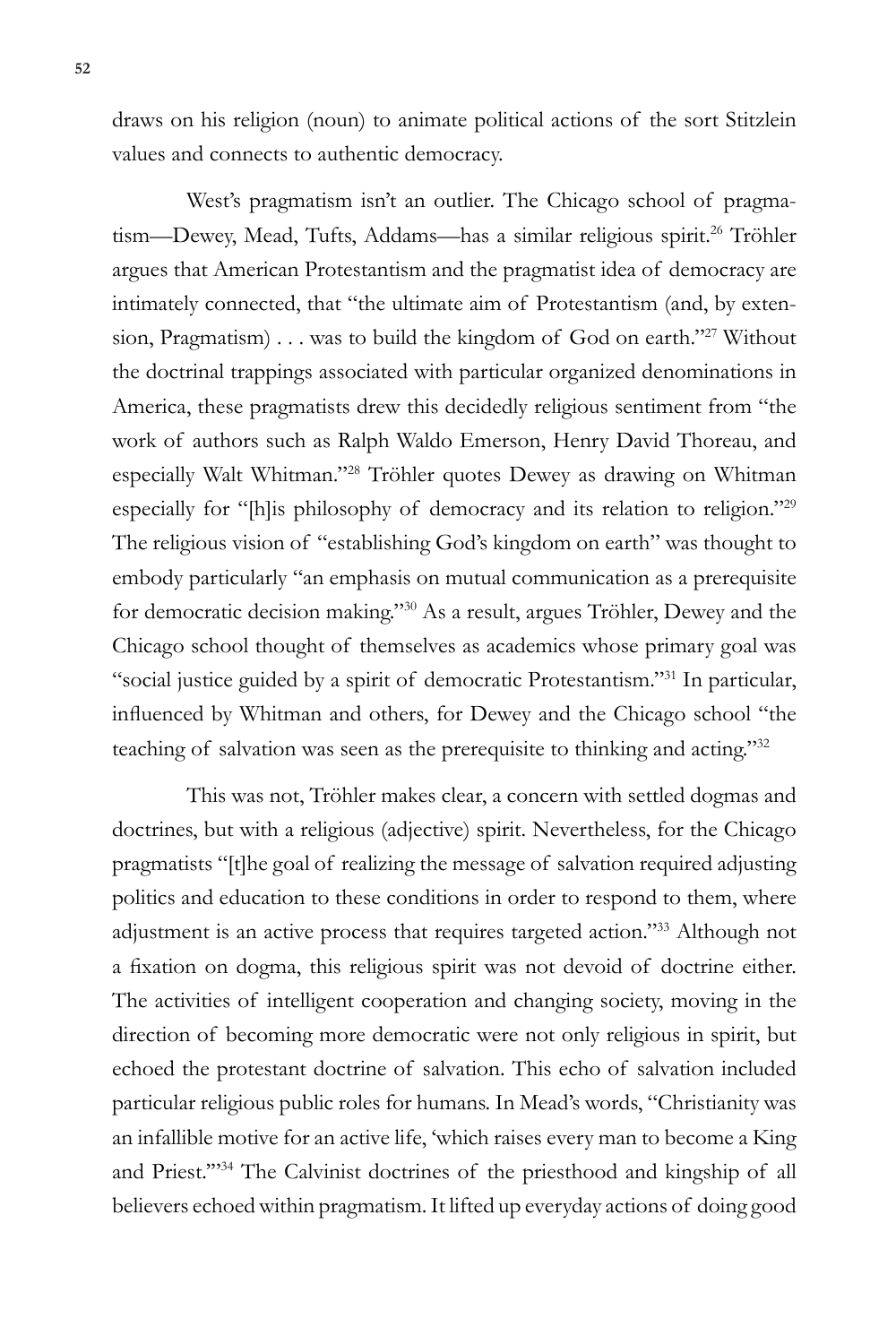draws on his religion (noun) to animate political actions of the sort Stitzlein values and connects to authentic democracy.

West's pragmatism isn't an outlier. The Chicago school of pragmatism—Dewey, Mead, Tufts, Addams—has a similar religious spirit.[26] Tröhler argues that American Protestantism and the pragmatist idea of democracy are intimately connected, that "the ultimate aim of Protestantism (and, by extension, Pragmatism) . . . was to build the kingdom of God on earth."[27] Without the doctrinal trappings associated with particular organized denominations in America, these pragmatists drew this decidedly religious sentiment from "the work of authors such as Ralph Waldo Emerson, Henry David Thoreau, and especially Walt Whitman."[28] Tröhler quotes Dewey as drawing on Whitman especially for "[h]is philosophy of democracy and its relation to religion."[29] The religious vision of "establishing God's kingdom on earth" was thought to embody particularly "an emphasis on mutual communication as a prerequisite for democratic decision making."[30] As a result, argues Tröhler, Dewey and the Chicago school thought of themselves as academics whose primary goal was "social justice guided by a spirit of democratic Protestantism."[31] In particular, influenced by Whitman and others, for Dewey and the Chicago school "the teaching of salvation was seen as the prerequisite to thinking and acting."[32]

This was not, Tröhler makes clear, a concern with settled dogmas and doctrines, but with a religious (adjective) spirit. Nevertheless, for the Chicago pragmatists "[t]he goal of realizing the message of salvation required adjusting politics and education to these conditions in order to respond to them, where adjustment is an active process that requires targeted action."[33] Although not a fixation on dogma, this religious spirit was not devoid of doctrine either. The activities of intelligent cooperation and changing society, moving in the direction of becoming more democratic were not only religious in spirit, but echoed the protestant doctrine of salvation. This echo of salvation included particular religious public roles for humans. In Mead's words, "Christianity was an infallible motive for an active life, 'which raises every man to become a King and Priest.'"[34] The Calvinist doctrines of the priesthood and kingship of all believers echoed within pragmatism. It lifted up everyday actions of doing good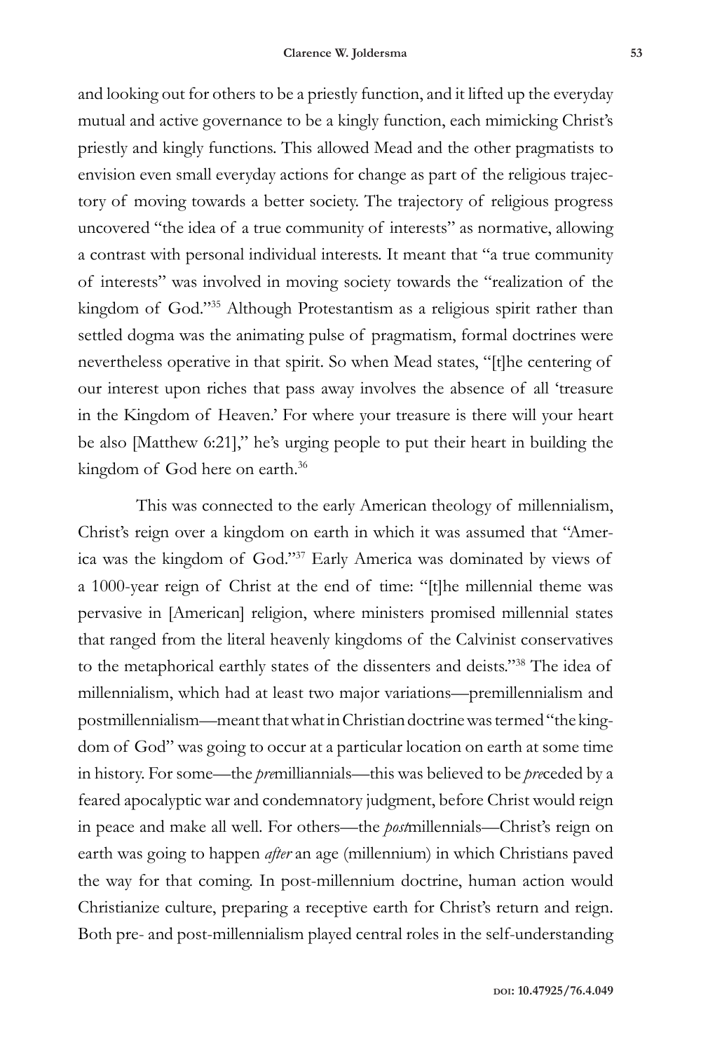and looking out for others to be a priestly function, and it lifted up the everyday mutual and active governance to be a kingly function, each mimicking Christ's priestly and kingly functions. This allowed Mead and the other pragmatists to envision even small everyday actions for change as part of the religious trajectory of moving towards a better society. The trajectory of religious progress uncovered "the idea of a true community of interests" as normative, allowing a contrast with personal individual interests. It meant that "a true community of interests" was involved in moving society towards the "realization of the kingdom of God."[35] Although Protestantism as a religious spirit rather than settled dogma was the animating pulse of pragmatism, formal doctrines were nevertheless operative in that spirit. So when Mead states, "[t]he centering of our interest upon riches that pass away involves the absence of all 'treasure in the Kingdom of Heaven.' For where your treasure is there will your heart be also [Matthew 6:21]," he's urging people to put their heart in building the kingdom of God here on earth.[36]

This was connected to the early American theology of millennialism, Christ's reign over a kingdom on earth in which it was assumed that "America was the kingdom of God."[37] Early America was dominated by views of a 1000-year reign of Christ at the end of time: "[t]he millennial theme was pervasive in [American] religion, where ministers promised millennial states that ranged from the literal heavenly kingdoms of the Calvinist conservatives to the metaphorical earthly states of the dissenters and deists."[38] The idea of millennialism, which had at least two major variations—premillennialism and postmillennialism—meant that what in Christian doctrine was termed "the kingdom of God" was going to occur at a particular location on earth at some time in history. For some—the *pre*milliannials—this was believed to be *pre*ceded by a feared apocalyptic war and condemnatory judgment, before Christ would reign in peace and make all well. For others—the *post*millennials—Christ's reign on earth was going to happen *after* an age (millennium) in which Christians paved the way for that coming. In post-millennium doctrine, human action would Christianize culture, preparing a receptive earth for Christ's return and reign. Both pre- and post-millennialism played central roles in the self-understanding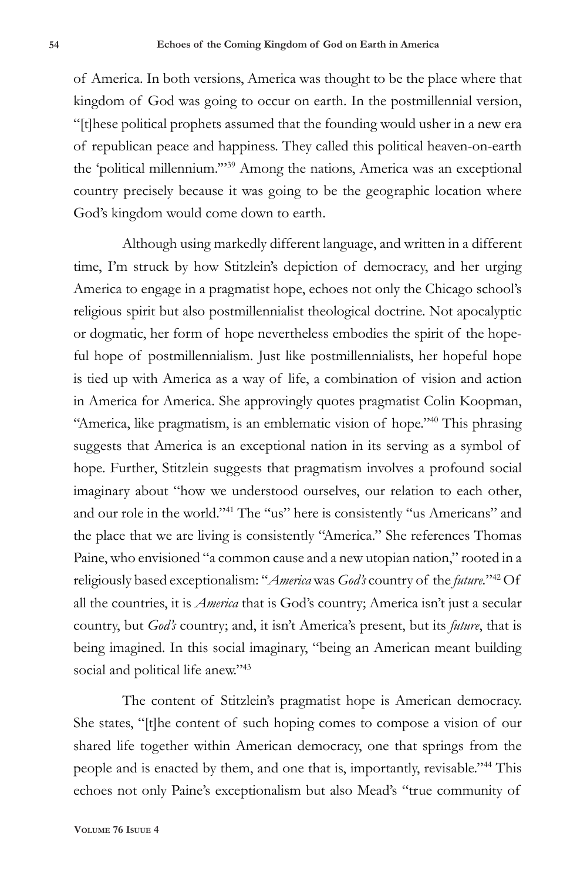of America. In both versions, America was thought to be the place where that kingdom of God was going to occur on earth. In the postmillennial version, "[t]hese political prophets assumed that the founding would usher in a new era of republican peace and happiness. They called this political heaven-on-earth the 'political millennium.'"[39] Among the nations, America was an exceptional country precisely because it was going to be the geographic location where God's kingdom would come down to earth.

Although using markedly different language, and written in a different time, I'm struck by how Stitzlein's depiction of democracy, and her urging America to engage in a pragmatist hope, echoes not only the Chicago school's religious spirit but also postmillennialist theological doctrine. Not apocalyptic or dogmatic, her form of hope nevertheless embodies the spirit of the hopeful hope of postmillennialism. Just like postmillennialists, her hopeful hope is tied up with America as a way of life, a combination of vision and action in America for America. She approvingly quotes pragmatist Colin Koopman, "America, like pragmatism, is an emblematic vision of hope."[40] This phrasing suggests that America is an exceptional nation in its serving as a symbol of hope. Further, Stitzlein suggests that pragmatism involves a profound social imaginary about "how we understood ourselves, our relation to each other, and our role in the world."[41] The "us" here is consistently "us Americans" and the place that we are living is consistently "America." She references Thomas Paine, who envisioned "a common cause and a new utopian nation," rooted in a religiously based exceptionalism: "*America* was *God's* country of the *future*."[42] Of all the countries, it is *America* that is God's country; America isn't just a secular country, but *God's* country; and, it isn't America's present, but its *future*, that is being imagined. In this social imaginary, "being an American meant building social and political life anew."[43]

The content of Stitzlein's pragmatist hope is American democracy. She states, "[t]he content of such hoping comes to compose a vision of our shared life together within American democracy, one that springs from the people and is enacted by them, and one that is, importantly, revisable."[44] This echoes not only Paine's exceptionalism but also Mead's "true community of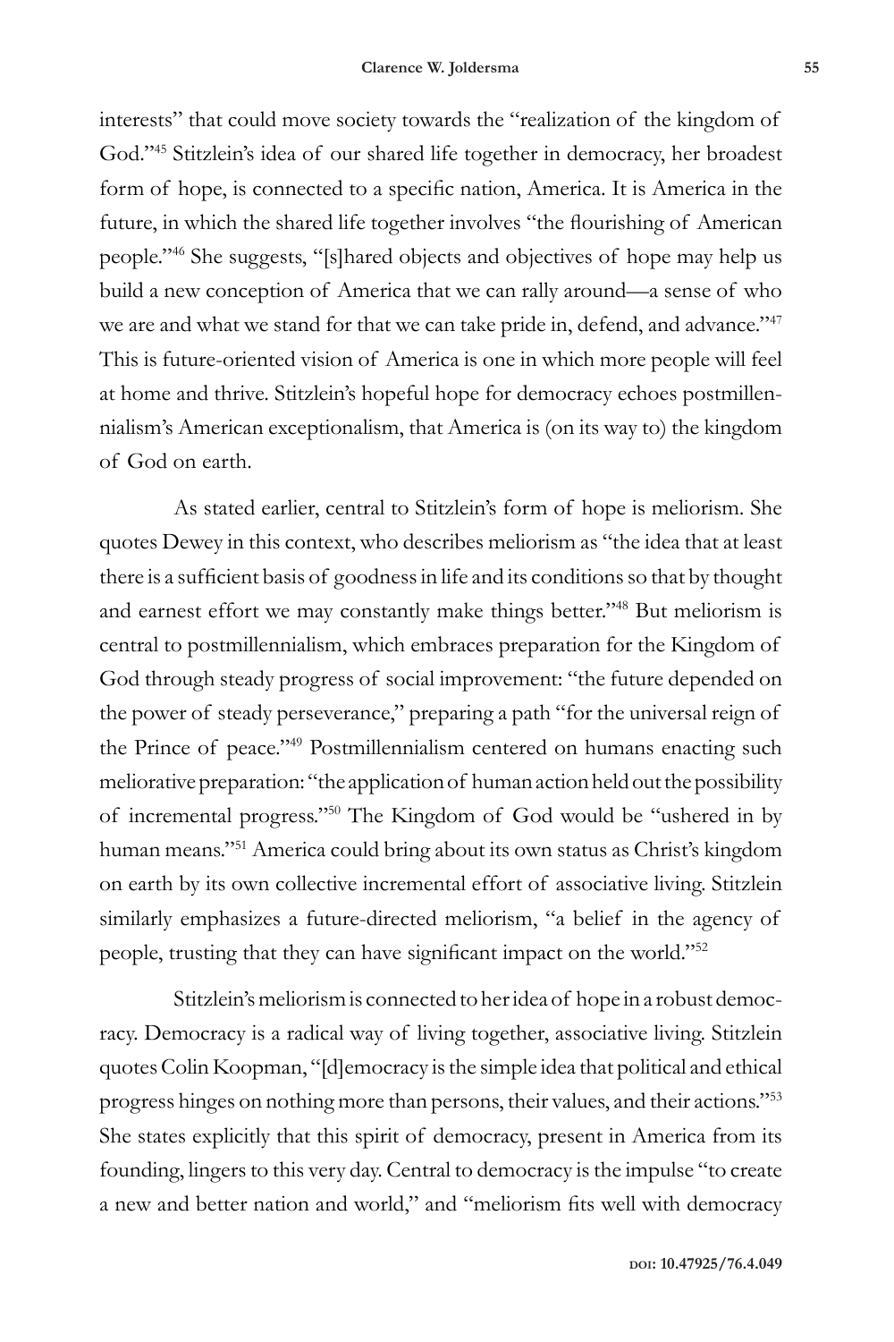interests" that could move society towards the "realization of the kingdom of God."[45] Stitzlein's idea of our shared life together in democracy, her broadest form of hope, is connected to a specific nation, America. It is America in the future, in which the shared life together involves "the flourishing of American people."[46] She suggests, "[s]hared objects and objectives of hope may help us build a new conception of America that we can rally around—a sense of who we are and what we stand for that we can take pride in, defend, and advance."[47] This is future-oriented vision of America is one in which more people will feel at home and thrive. Stitzlein's hopeful hope for democracy echoes postmillennialism's American exceptionalism, that America is (on its way to) the kingdom of God on earth.

As stated earlier, central to Stitzlein's form of hope is meliorism. She quotes Dewey in this context, who describes meliorism as "the idea that at least there is a sufficient basis of goodness in life and its conditions so that by thought and earnest effort we may constantly make things better."[48] But meliorism is central to postmillennialism, which embraces preparation for the Kingdom of God through steady progress of social improvement: "the future depended on the power of steady perseverance," preparing a path "for the universal reign of the Prince of peace."[49] Postmillennialism centered on humans enacting such meliorative preparation: "the application of human action held out the possibility of incremental progress."[50] The Kingdom of God would be "ushered in by human means."[51] America could bring about its own status as Christ's kingdom on earth by its own collective incremental effort of associative living. Stitzlein similarly emphasizes a future-directed meliorism, "a belief in the agency of people, trusting that they can have significant impact on the world."[52]

Stitzlein's meliorism is connected to her idea of hope in a robust democracy. Democracy is a radical way of living together, associative living. Stitzlein quotes Colin Koopman, "[d]emocracy is the simple idea that political and ethical progress hinges on nothing more than persons, their values, and their actions."[53] She states explicitly that this spirit of democracy, present in America from its founding, lingers to this very day. Central to democracy is the impulse "to create a new and better nation and world," and "meliorism fits well with democracy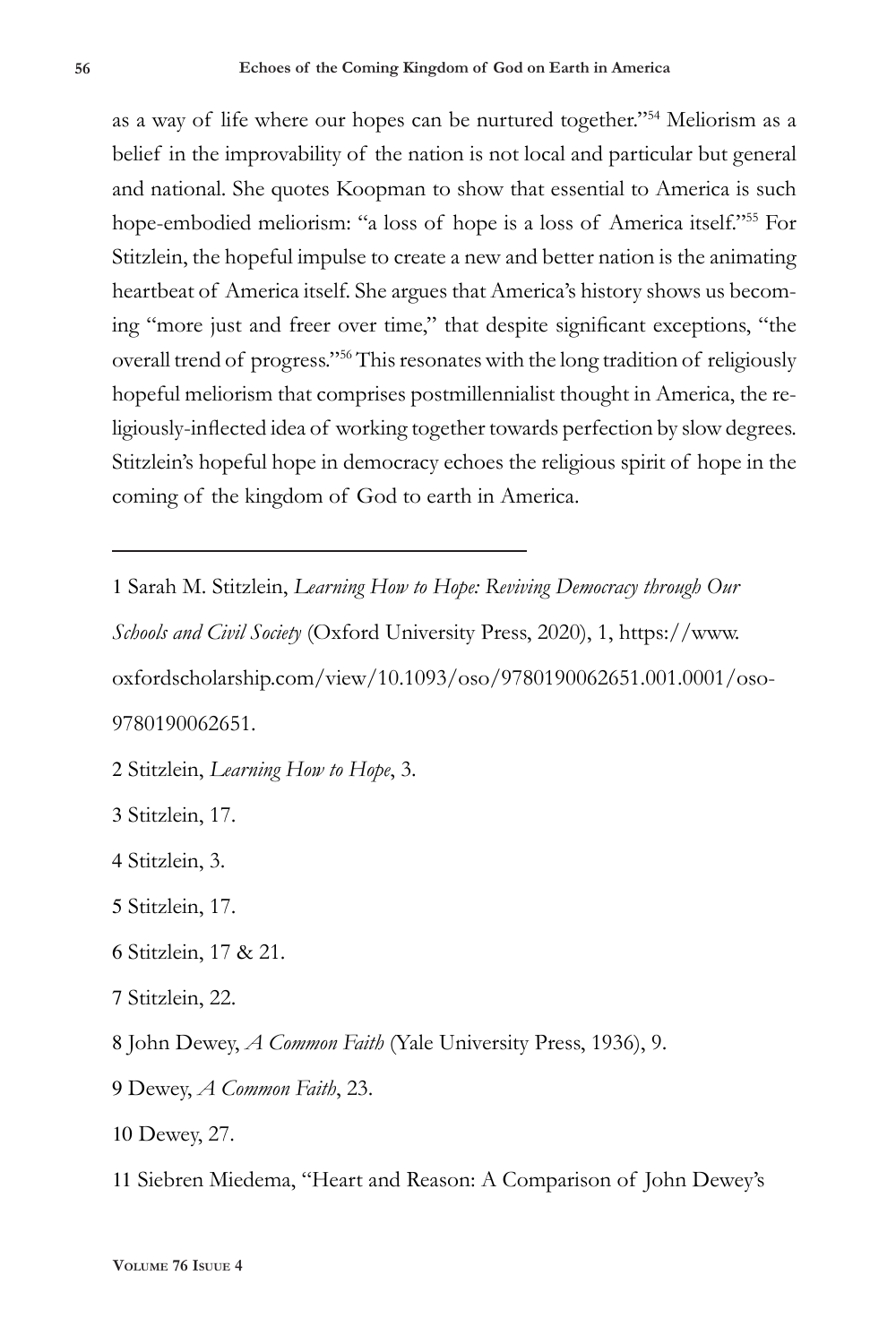as a way of life where our hopes can be nurtured together."[54] Meliorism as a belief in the improvability of the nation is not local and particular but general and national. She quotes Koopman to show that essential to America is such hope-embodied meliorism: "a loss of hope is a loss of America itself."[55] For Stitzlein, the hopeful impulse to create a new and better nation is the animating heartbeat of America itself. She argues that America's history shows us becoming "more just and freer over time," that despite significant exceptions, "the overall trend of progress."[56] This resonates with the long tradition of religiously hopeful meliorism that comprises postmillennialist thought in America, the religiously-inflected idea of working together towards perfection by slow degrees. Stitzlein's hopeful hope in democracy echoes the religious spirit of hope in the coming of the kingdom of God to earth in America.

---

1 Sarah M. Stitzlein, *Learning How to Hope: Reviving Democracy through Our Schools and Civil Society* (Oxford University Press, 2020), 1, https://www.oxfordscholarship.com/view/10.1093/oso/9780190062651.001.0001/oso-9780190062651.

2 Stitzlein, *Learning How to Hope*, 3.

3 Stitzlein, 17.

4 Stitzlein, 3.

5 Stitzlein, 17.

6 Stitzlein, 17 & 21.

7 Stitzlein, 22.

8 John Dewey, *A Common Faith* (Yale University Press, 1936), 9.

9 Dewey, *A Common Faith*, 23.

10 Dewey, 27.

11 Siebren Miedema, "Heart and Reason: A Comparison of John Dewey's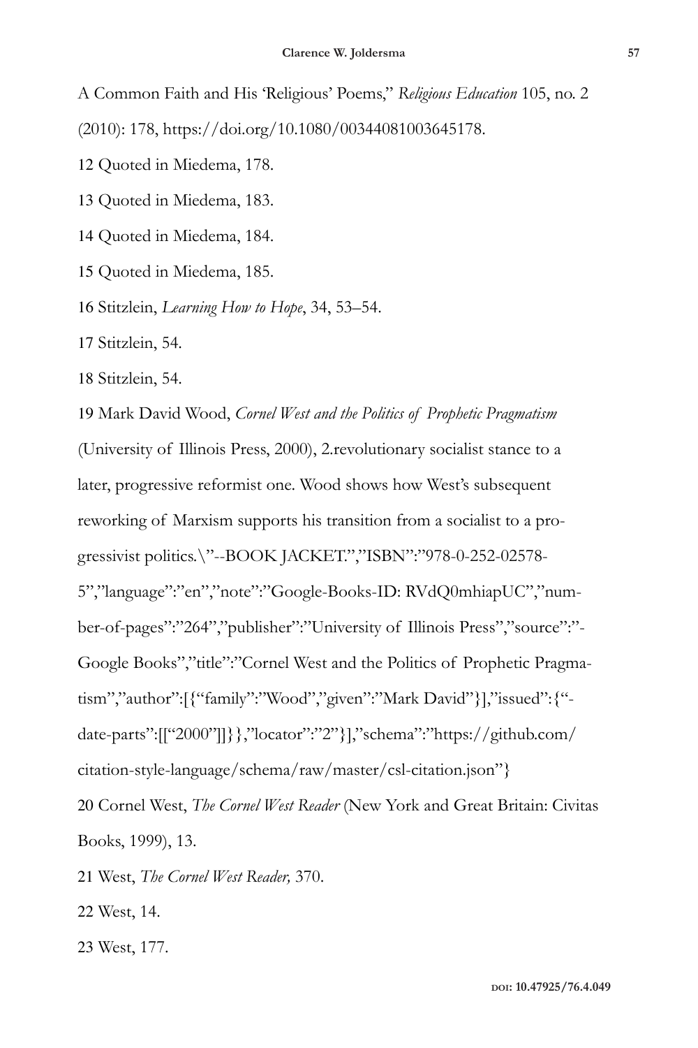A Common Faith and His 'Religious' Poems," *Religious Education* 105, no. 2 (2010): 178, https://doi.org/10.1080/00344081003645178.

12 Quoted in Miedema, 178.

13 Quoted in Miedema, 183.

14 Quoted in Miedema, 184.

15 Quoted in Miedema, 185.

16 Stitzlein, *Learning How to Hope*, 34, 53–54.

17 Stitzlein, 54.

18 Stitzlein, 54.

19 Mark David Wood, *Cornel West and the Politics of Prophetic Pragmatism* (University of Illinois Press, 2000), 2.revolutionary socialist stance to a later, progressive reformist one. Wood shows how West's subsequent reworking of Marxism supports his transition from a socialist to a progressivist politics.\"--BOOK JACKET.","ISBN":"978-0-252-02578-5","language":"en","note":"Google-Books-ID: RVdQ0mhiapUC","number-of-pages":"264","publisher":"University of Illinois Press","source":"-Google Books","title":"Cornel West and the Politics of Prophetic Pragmatism","author":[{"family":"Wood","given":"Mark David"}],"issued":{"-date-parts":[["2000"]]}},"locator":"2"}],"schema":"https://github.com/citation-style-language/schema/raw/master/csl-citation.json"}

20 Cornel West, *The Cornel West Reader* (New York and Great Britain: Civitas Books, 1999), 13.

21 West, *The Cornel West Reader,* 370.

22 West, 14.

23 West, 177.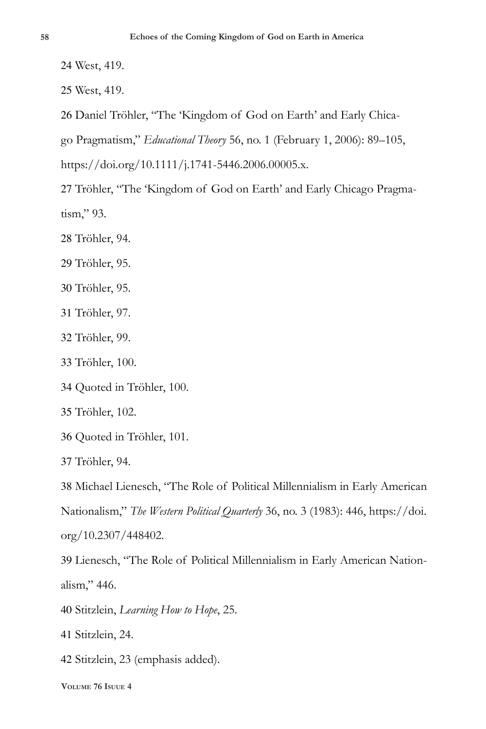24 West, 419.

25 West, 419.

26 Daniel Tröhler, "The 'Kingdom of God on Earth' and Early Chicago Pragmatism," *Educational Theory* 56, no. 1 (February 1, 2006): 89–105, https://doi.org/10.1111/j.1741-5446.2006.00005.x.

27 Tröhler, "The 'Kingdom of God on Earth' and Early Chicago Pragmatism," 93.

28 Tröhler, 94.

29 Tröhler, 95.

30 Tröhler, 95.

31 Tröhler, 97.

32 Tröhler, 99.

33 Tröhler, 100.

34 Quoted in Tröhler, 100.

35 Tröhler, 102.

36 Quoted in Tröhler, 101.

37 Tröhler, 94.

38 Michael Lienesch, "The Role of Political Millennialism in Early American Nationalism," *The Western Political Quarterly* 36, no. 3 (1983): 446, https://doi.org/10.2307/448402.

39 Lienesch, "The Role of Political Millennialism in Early American Nationalism," 446.

40 Stitzlein, *Learning How to Hope*, 25.

41 Stitzlein, 24.

42 Stitzlein, 23 (emphasis added).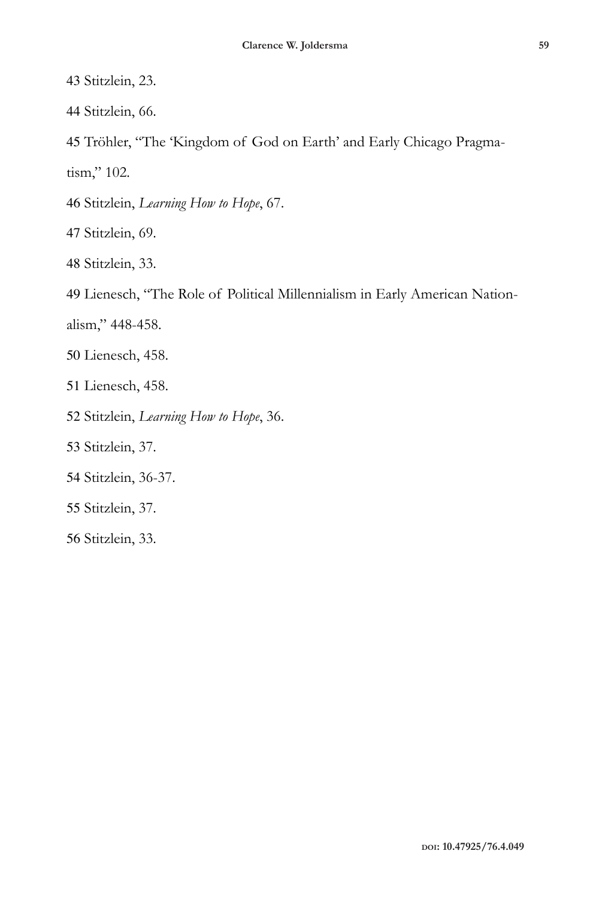43 Stitzlein, 23.

44 Stitzlein, 66.

45 Tröhler, "The 'Kingdom of God on Earth' and Early Chicago Pragmatism," 102.

46 Stitzlein, *Learning How to Hope*, 67.

47 Stitzlein, 69.

48 Stitzlein, 33.

49 Lienesch, "The Role of Political Millennialism in Early American Nationalism," 448-458.

50 Lienesch, 458.

51 Lienesch, 458.

52 Stitzlein, *Learning How to Hope*, 36.

53 Stitzlein, 37.

54 Stitzlein, 36-37.

55 Stitzlein, 37.

56 Stitzlein, 33.